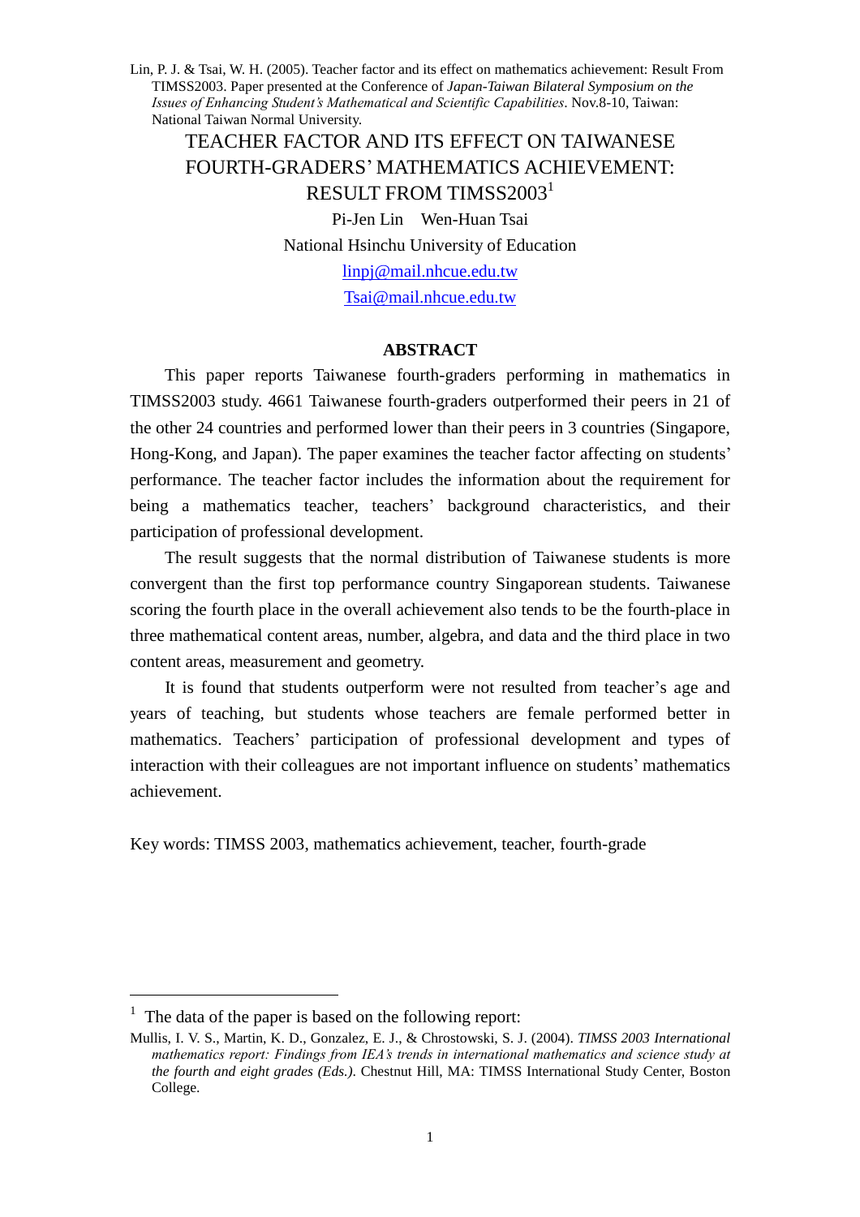Lin, P. J. & Tsai, W. H. (2005). Teacher factor and its effect on mathematics achievement: Result From TIMSS2003. Paper presented at the Conference of *Japan-Taiwan Bilateral Symposium on the Issues of Enhancing Student's Mathematical and Scientific Capabilities*. Nov.8-10, Taiwan: National Taiwan Normal University.

# TEACHER FACTOR AND ITS EFFECT ON TAIWANESE FOURTH-GRADERS' MATHEMATICS ACHIEVEMENT: RESULT FROM TIMSS2003[1]

Pi-Jen Lin Wen-Huan Tsai

National Hsinchu University of Education

linpj@mail.nhcue.edu.tw

Tsai@mail.nhcue.edu.tw

## ABSTRACT

This paper reports Taiwanese fourth-graders performing in mathematics in TIMSS2003 study. 4661 Taiwanese fourth-graders outperformed their peers in 21 of the other 24 countries and performed lower than their peers in 3 countries (Singapore, Hong-Kong, and Japan). The paper examines the teacher factor affecting on students' performance. The teacher factor includes the information about the requirement for being a mathematics teacher, teachers' background characteristics, and their participation of professional development.

The result suggests that the normal distribution of Taiwanese students is more convergent than the first top performance country Singaporean students. Taiwanese scoring the fourth place in the overall achievement also tends to be the fourth-place in three mathematical content areas, number, algebra, and data and the third place in two content areas, measurement and geometry.

It is found that students outperform were not resulted from teacher's age and years of teaching, but students whose teachers are female performed better in mathematics. Teachers' participation of professional development and types of interaction with their colleagues are not important influence on students' mathematics achievement.

Key words: TIMSS 2003, mathematics achievement, teacher, fourth-grade

---

[1] The data of the paper is based on the following report:

Mullis, I. V. S., Martin, K. D., Gonzalez, E. J., & Chrostowski, S. J. (2004). *TIMSS 2003 International mathematics report: Findings from IEA's trends in international mathematics and science study at the fourth and eight grades (Eds.)*. Chestnut Hill, MA: TIMSS International Study Center, Boston College.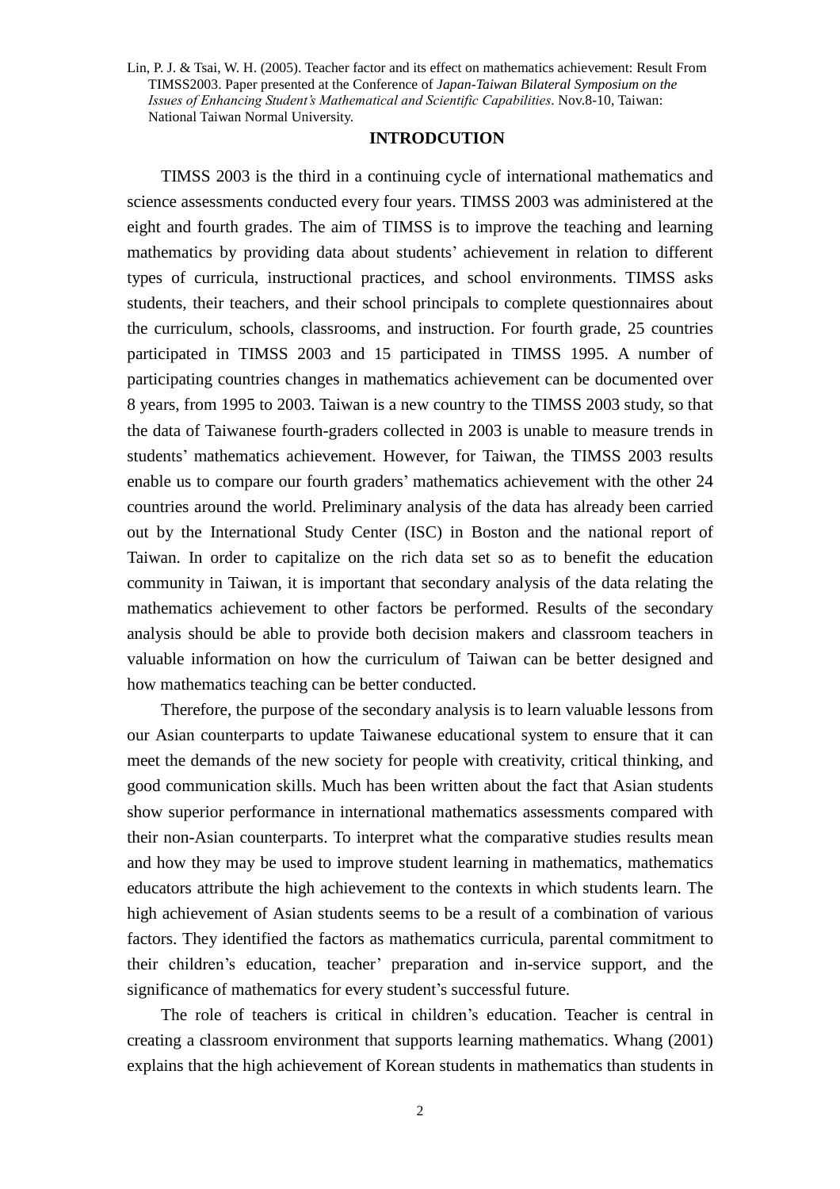Lin, P. J. & Tsai, W. H. (2005). Teacher factor and its effect on mathematics achievement: Result From TIMSS2003. Paper presented at the Conference of *Japan-Taiwan Bilateral Symposium on the Issues of Enhancing Student's Mathematical and Scientific Capabilities*. Nov.8-10, Taiwan: National Taiwan Normal University.

## INTRODCUTION

TIMSS 2003 is the third in a continuing cycle of international mathematics and science assessments conducted every four years. TIMSS 2003 was administered at the eight and fourth grades. The aim of TIMSS is to improve the teaching and learning mathematics by providing data about students' achievement in relation to different types of curricula, instructional practices, and school environments. TIMSS asks students, their teachers, and their school principals to complete questionnaires about the curriculum, schools, classrooms, and instruction. For fourth grade, 25 countries participated in TIMSS 2003 and 15 participated in TIMSS 1995. A number of participating countries changes in mathematics achievement can be documented over 8 years, from 1995 to 2003. Taiwan is a new country to the TIMSS 2003 study, so that the data of Taiwanese fourth-graders collected in 2003 is unable to measure trends in students' mathematics achievement. However, for Taiwan, the TIMSS 2003 results enable us to compare our fourth graders' mathematics achievement with the other 24 countries around the world. Preliminary analysis of the data has already been carried out by the International Study Center (ISC) in Boston and the national report of Taiwan. In order to capitalize on the rich data set so as to benefit the education community in Taiwan, it is important that secondary analysis of the data relating the mathematics achievement to other factors be performed. Results of the secondary analysis should be able to provide both decision makers and classroom teachers in valuable information on how the curriculum of Taiwan can be better designed and how mathematics teaching can be better conducted.

Therefore, the purpose of the secondary analysis is to learn valuable lessons from our Asian counterparts to update Taiwanese educational system to ensure that it can meet the demands of the new society for people with creativity, critical thinking, and good communication skills. Much has been written about the fact that Asian students show superior performance in international mathematics assessments compared with their non-Asian counterparts. To interpret what the comparative studies results mean and how they may be used to improve student learning in mathematics, mathematics educators attribute the high achievement to the contexts in which students learn. The high achievement of Asian students seems to be a result of a combination of various factors. They identified the factors as mathematics curricula, parental commitment to their children's education, teacher' preparation and in-service support, and the significance of mathematics for every student's successful future.

The role of teachers is critical in children's education. Teacher is central in creating a classroom environment that supports learning mathematics. Whang (2001) explains that the high achievement of Korean students in mathematics than students in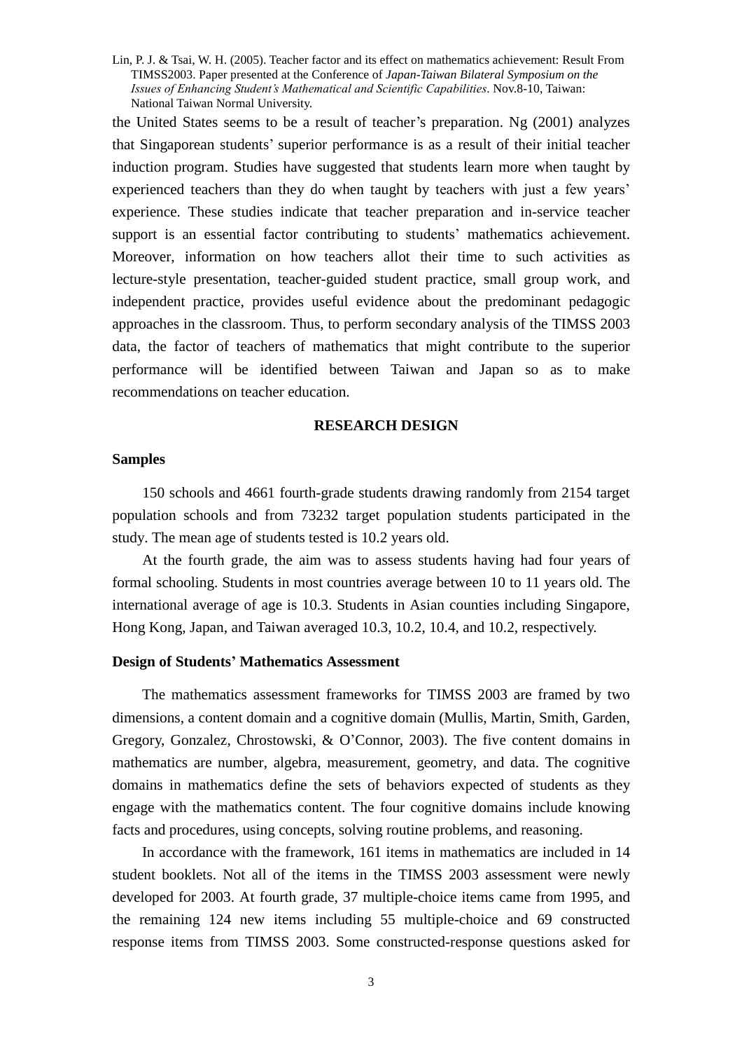the United States seems to be a result of teacher's preparation. Ng (2001) analyzes that Singaporean students' superior performance is as a result of their initial teacher induction program. Studies have suggested that students learn more when taught by experienced teachers than they do when taught by teachers with just a few years' experience. These studies indicate that teacher preparation and in-service teacher support is an essential factor contributing to students' mathematics achievement. Moreover, information on how teachers allot their time to such activities as lecture-style presentation, teacher-guided student practice, small group work, and independent practice, provides useful evidence about the predominant pedagogic approaches in the classroom. Thus, to perform secondary analysis of the TIMSS 2003 data, the factor of teachers of mathematics that might contribute to the superior performance will be identified between Taiwan and Japan so as to make recommendations on teacher education.

## RESEARCH DESIGN

### Samples

150 schools and 4661 fourth-grade students drawing randomly from 2154 target population schools and from 73232 target population students participated in the study. The mean age of students tested is 10.2 years old.

At the fourth grade, the aim was to assess students having had four years of formal schooling. Students in most countries average between 10 to 11 years old. The international average of age is 10.3. Students in Asian counties including Singapore, Hong Kong, Japan, and Taiwan averaged 10.3, 10.2, 10.4, and 10.2, respectively.

### Design of Students' Mathematics Assessment

The mathematics assessment frameworks for TIMSS 2003 are framed by two dimensions, a content domain and a cognitive domain (Mullis, Martin, Smith, Garden, Gregory, Gonzalez, Chrostowski, & O'Connor, 2003). The five content domains in mathematics are number, algebra, measurement, geometry, and data. The cognitive domains in mathematics define the sets of behaviors expected of students as they engage with the mathematics content. The four cognitive domains include knowing facts and procedures, using concepts, solving routine problems, and reasoning.

In accordance with the framework, 161 items in mathematics are included in 14 student booklets. Not all of the items in the TIMSS 2003 assessment were newly developed for 2003. At fourth grade, 37 multiple-choice items came from 1995, and the remaining 124 new items including 55 multiple-choice and 69 constructed response items from TIMSS 2003. Some constructed-response questions asked for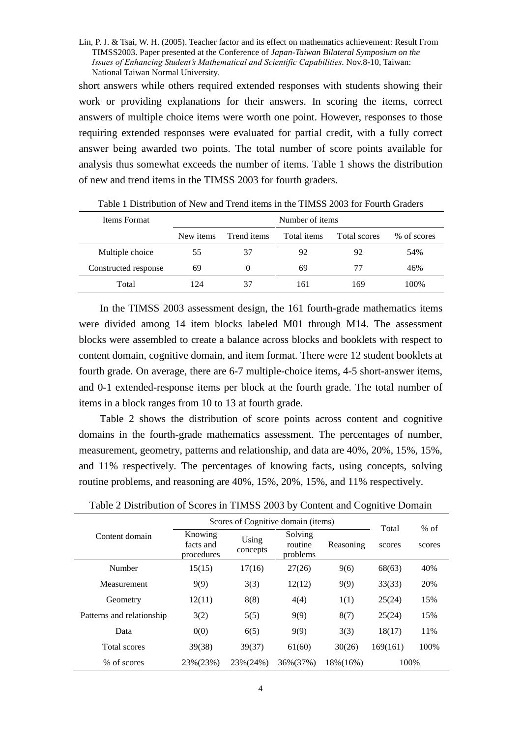short answers while others required extended responses with students showing their work or providing explanations for their answers. In scoring the items, correct answers of multiple choice items were worth one point. However, responses to those requiring extended responses were evaluated for partial credit, with a fully correct answer being awarded two points. The total number of score points available for analysis thus somewhat exceeds the number of items. Table 1 shows the distribution of new and trend items in the TIMSS 2003 for fourth graders.

Table 1 Distribution of New and Trend items in the TIMSS 2003 for Fourth Graders

| Items Format | Number of items | | | | |
|---|---|---|---|---|---|
| | New items | Trend items | Total items | Total scores | % of scores |
| Multiple choice | 55 | 37 | 92 | 92 | 54% |
| Constructed response | 69 | 0 | 69 | 77 | 46% |
| Total | 124 | 37 | 161 | 169 | 100% |

In the TIMSS 2003 assessment design, the 161 fourth-grade mathematics items were divided among 14 item blocks labeled M01 through M14. The assessment blocks were assembled to create a balance across blocks and booklets with respect to content domain, cognitive domain, and item format. There were 12 student booklets at fourth grade. On average, there are 6-7 multiple-choice items, 4-5 short-answer items, and 0-1 extended-response items per block at the fourth grade. The total number of items in a block ranges from 10 to 13 at fourth grade.

Table 2 shows the distribution of score points across content and cognitive domains in the fourth-grade mathematics assessment. The percentages of number, measurement, geometry, patterns and relationship, and data are 40%, 20%, 15%, 15%, and 11% respectively. The percentages of knowing facts, using concepts, solving routine problems, and reasoning are 40%, 15%, 20%, 15%, and 11% respectively.

Table 2 Distribution of Scores in TIMSS 2003 by Content and Cognitive Domain

| Content domain | Scores of Cognitive domain (items) | | | | Total | % of |
|---|---|---|---|---|---|---|
| | Knowing facts and procedures | Using concepts | Solving routine problems | Reasoning | scores | scores |
| Number | 15(15) | 17(16) | 27(26) | 9(6) | 68(63) | 40% |
| Measurement | 9(9) | 3(3) | 12(12) | 9(9) | 33(33) | 20% |
| Geometry | 12(11) | 8(8) | 4(4) | 1(1) | 25(24) | 15% |
| Patterns and relationship | 3(2) | 5(5) | 9(9) | 8(7) | 25(24) | 15% |
| Data | 0(0) | 6(5) | 9(9) | 3(3) | 18(17) | 11% |
| Total scores | 39(38) | 39(37) | 61(60) | 30(26) | 169(161) | 100% |
| % of scores | 23%(23%) | 23%(24%) | 36%(37%) | 18%(16%) | 100% | |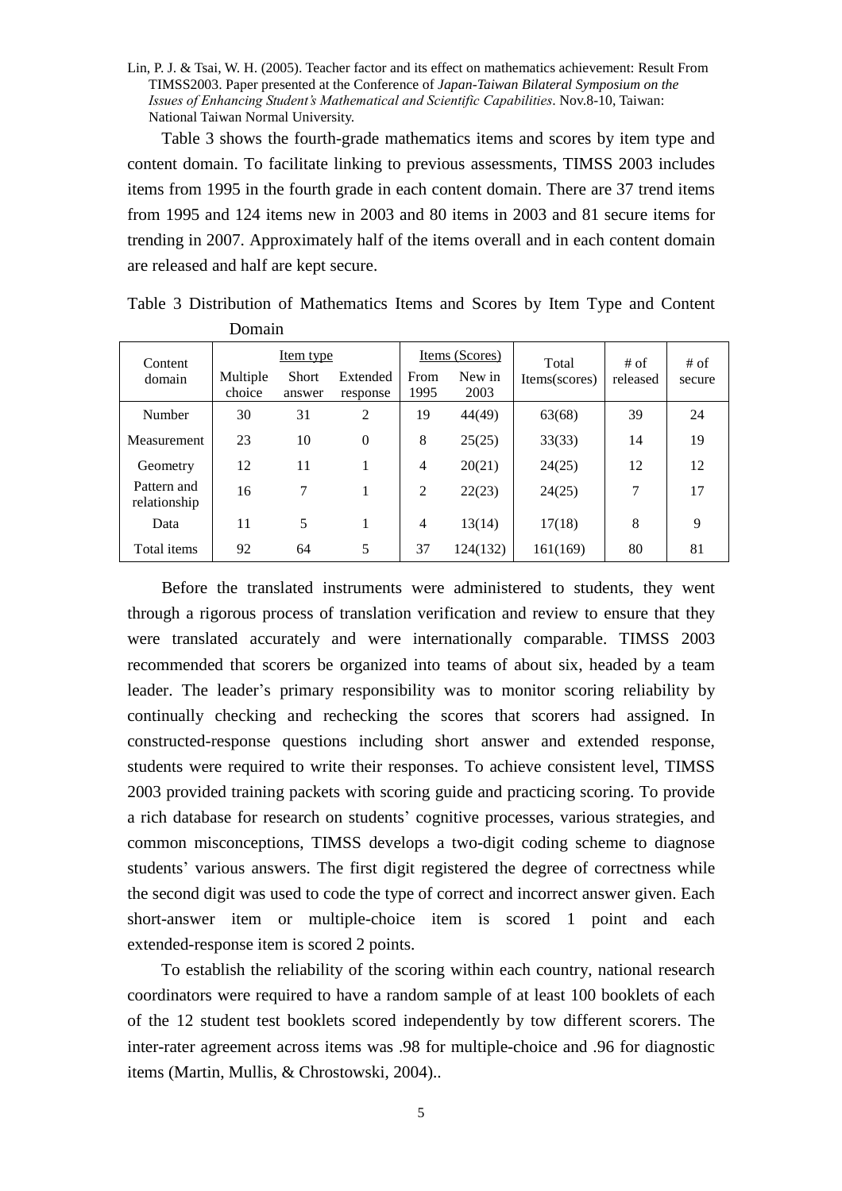Table 3 shows the fourth-grade mathematics items and scores by item type and content domain. To facilitate linking to previous assessments, TIMSS 2003 includes items from 1995 in the fourth grade in each content domain. There are 37 trend items from 1995 and 124 items new in 2003 and 80 items in 2003 and 81 secure items for trending in 2007. Approximately half of the items overall and in each content domain are released and half are kept secure.

Table 3 Distribution of Mathematics Items and Scores by Item Type and Content Domain

| Content domain | Item type | | | Items (Scores) | | Total Items(scores) | # of released | # of secure |
|---|---|---|---|---|---|---|---|---|
| | Multiple choice | Short answer | Extended response | From 1995 | New in 2003 | | | |
| Number | 30 | 31 | 2 | 19 | 44(49) | 63(68) | 39 | 24 |
| Measurement | 23 | 10 | 0 | 8 | 25(25) | 33(33) | 14 | 19 |
| Geometry | 12 | 11 | 1 | 4 | 20(21) | 24(25) | 12 | 12 |
| Pattern and relationship | 16 | 7 | 1 | 2 | 22(23) | 24(25) | 7 | 17 |
| Data | 11 | 5 | 1 | 4 | 13(14) | 17(18) | 8 | 9 |
| Total items | 92 | 64 | 5 | 37 | 124(132) | 161(169) | 80 | 81 |

Before the translated instruments were administered to students, they went through a rigorous process of translation verification and review to ensure that they were translated accurately and were internationally comparable. TIMSS 2003 recommended that scorers be organized into teams of about six, headed by a team leader. The leader's primary responsibility was to monitor scoring reliability by continually checking and rechecking the scores that scorers had assigned. In constructed-response questions including short answer and extended response, students were required to write their responses. To achieve consistent level, TIMSS 2003 provided training packets with scoring guide and practicing scoring. To provide a rich database for research on students' cognitive processes, various strategies, and common misconceptions, TIMSS develops a two-digit coding scheme to diagnose students' various answers. The first digit registered the degree of correctness while the second digit was used to code the type of correct and incorrect answer given. Each short-answer item or multiple-choice item is scored 1 point and each extended-response item is scored 2 points.

To establish the reliability of the scoring within each country, national research coordinators were required to have a random sample of at least 100 booklets of each of the 12 student test booklets scored independently by tow different scorers. The inter-rater agreement across items was .98 for multiple-choice and .96 for diagnostic items (Martin, Mullis, & Chrostowski, 2004)..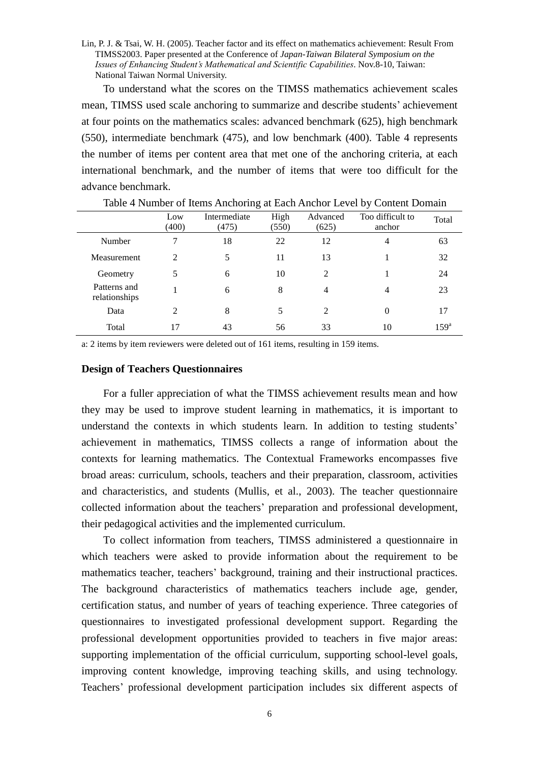Lin, P. J. & Tsai, W. H. (2005). Teacher factor and its effect on mathematics achievement: Result From TIMSS2003. Paper presented at the Conference of *Japan-Taiwan Bilateral Symposium on the Issues of Enhancing Student's Mathematical and Scientific Capabilities*. Nov.8-10, Taiwan: National Taiwan Normal University.

To understand what the scores on the TIMSS mathematics achievement scales mean, TIMSS used scale anchoring to summarize and describe students' achievement at four points on the mathematics scales: advanced benchmark (625), high benchmark (550), intermediate benchmark (475), and low benchmark (400). Table 4 represents the number of items per content area that met one of the anchoring criteria, at each international benchmark, and the number of items that were too difficult for the advance benchmark.

Table 4 Number of Items Anchoring at Each Anchor Level by Content Domain

| | Low (400) | Intermediate (475) | High (550) | Advanced (625) | Too difficult to anchor | Total |
|---|---|---|---|---|---|---|
| Number | 7 | 18 | 22 | 12 | 4 | 63 |
| Measurement | 2 | 5 | 11 | 13 | 1 | 32 |
| Geometry | 5 | 6 | 10 | 2 | 1 | 24 |
| Patterns and relationships | 1 | 6 | 8 | 4 | 4 | 23 |
| Data | 2 | 8 | 5 | 2 | 0 | 17 |
| Total | 17 | 43 | 56 | 33 | 10 | 159[a] |

a: 2 items by item reviewers were deleted out of 161 items, resulting in 159 items.

**Design of Teachers Questionnaires**

For a fuller appreciation of what the TIMSS achievement results mean and how they may be used to improve student learning in mathematics, it is important to understand the contexts in which students learn. In addition to testing students' achievement in mathematics, TIMSS collects a range of information about the contexts for learning mathematics. The Contextual Frameworks encompasses five broad areas: curriculum, schools, teachers and their preparation, classroom, activities and characteristics, and students (Mullis, et al., 2003). The teacher questionnaire collected information about the teachers' preparation and professional development, their pedagogical activities and the implemented curriculum.

To collect information from teachers, TIMSS administered a questionnaire in which teachers were asked to provide information about the requirement to be mathematics teacher, teachers' background, training and their instructional practices. The background characteristics of mathematics teachers include age, gender, certification status, and number of years of teaching experience. Three categories of questionnaires to investigated professional development support. Regarding the professional development opportunities provided to teachers in five major areas: supporting implementation of the official curriculum, supporting school-level goals, improving content knowledge, improving teaching skills, and using technology. Teachers' professional development participation includes six different aspects of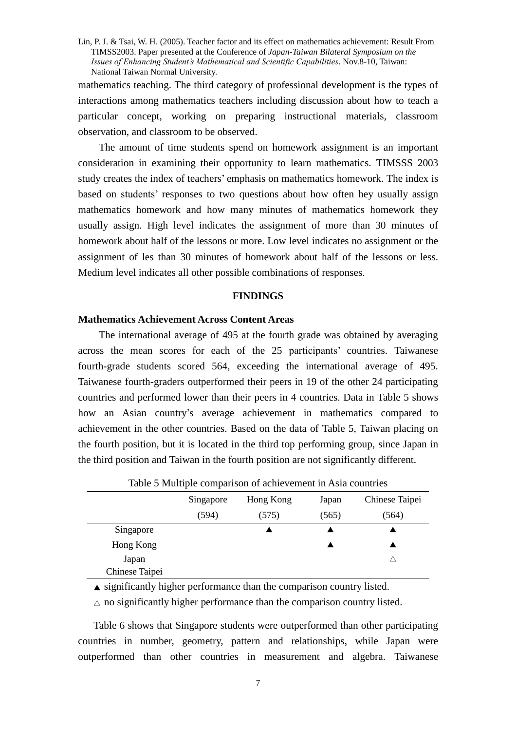mathematics teaching. The third category of professional development is the types of interactions among mathematics teachers including discussion about how to teach a particular concept, working on preparing instructional materials, classroom observation, and classroom to be observed.

The amount of time students spend on homework assignment is an important consideration in examining their opportunity to learn mathematics. TIMSSS 2003 study creates the index of teachers' emphasis on mathematics homework. The index is based on students' responses to two questions about how often hey usually assign mathematics homework and how many minutes of mathematics homework they usually assign. High level indicates the assignment of more than 30 minutes of homework about half of the lessons or more. Low level indicates no assignment or the assignment of les than 30 minutes of homework about half of the lessons or less. Medium level indicates all other possible combinations of responses.

## FINDINGS

### Mathematics Achievement Across Content Areas

The international average of 495 at the fourth grade was obtained by averaging across the mean scores for each of the 25 participants' countries. Taiwanese fourth-grade students scored 564, exceeding the international average of 495. Taiwanese fourth-graders outperformed their peers in 19 of the other 24 participating countries and performed lower than their peers in 4 countries. Data in Table 5 shows how an Asian country's average achievement in mathematics compared to achievement in the other countries. Based on the data of Table 5, Taiwan placing on the fourth position, but it is located in the third top performing group, since Japan in the third position and Taiwan in the fourth position are not significantly different.

Table 5 Multiple comparison of achievement in Asia countries

| | Singapore (594) | Hong Kong (575) | Japan (565) | Chinese Taipei (564) |
|---|---|---|---|---|
| Singapore | | ▲ | ▲ | ▲ |
| Hong Kong | | | ▲ | ▲ |
| Japan | | | | △ |
| Chinese Taipei | | | | |

▲ significantly higher performance than the comparison country listed.

△ no significantly higher performance than the comparison country listed.

Table 6 shows that Singapore students were outperformed than other participating countries in number, geometry, pattern and relationships, while Japan were outperformed than other countries in measurement and algebra. Taiwanese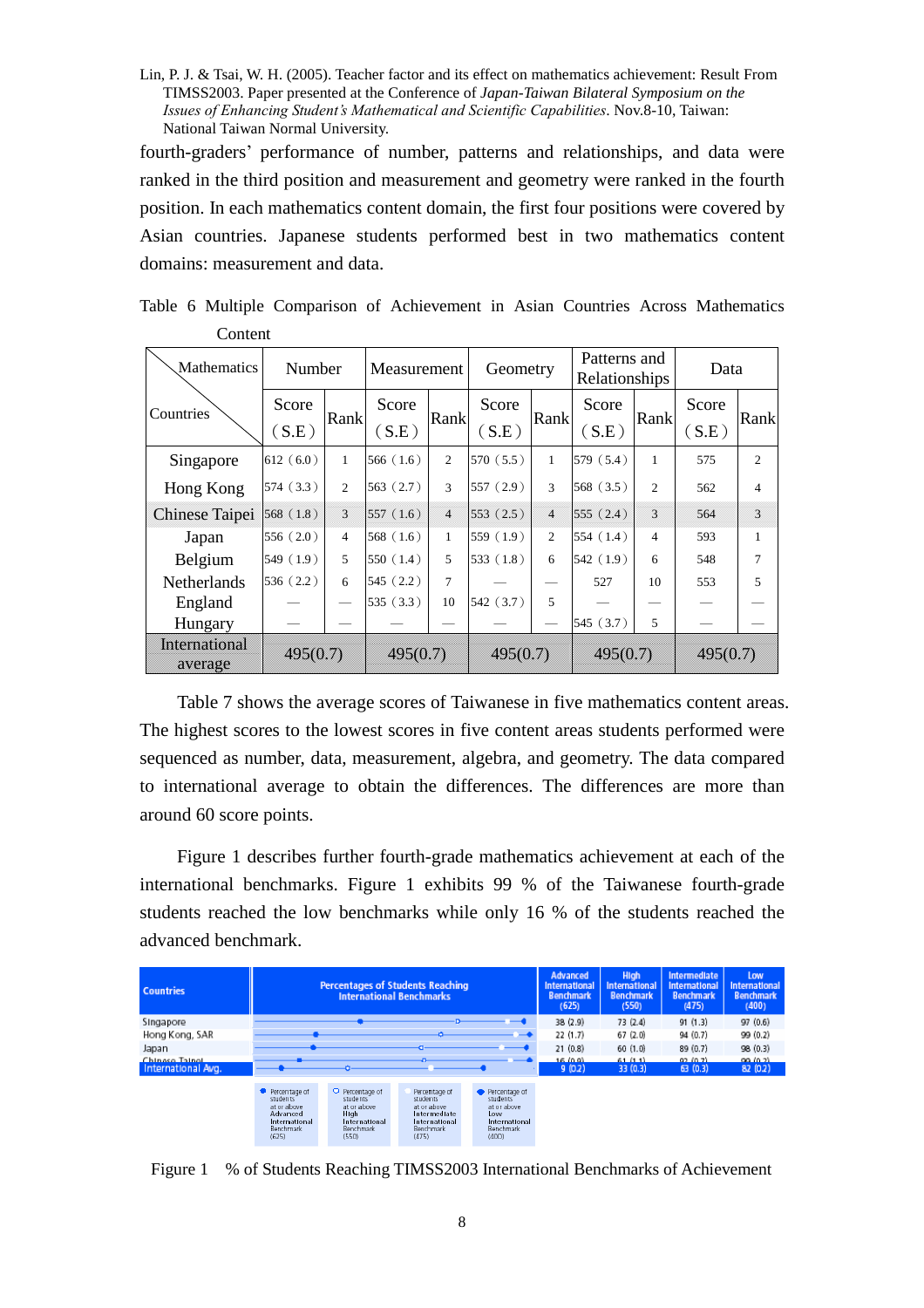fourth-graders' performance of number, patterns and relationships, and data were ranked in the third position and measurement and geometry were ranked in the fourth position. In each mathematics content domain, the first four positions were covered by Asian countries. Japanese students performed best in two mathematics content domains: measurement and data.

Table 6 Multiple Comparison of Achievement in Asian Countries Across Mathematics Content

| Mathematics / Countries | Number | | Measurement | | Geometry | | Patterns and Relationships | | Data | |
|---|---|---|---|---|---|---|---|---|---|---|
| | Score (S.E) | Rank | Score (S.E) | Rank | Score (S.E) | Rank | Score (S.E) | Rank | Score (S.E) | Rank |
| Singapore | 612 (6.0) | 1 | 566 (1.6) | 2 | 570 (5.5) | 1 | 579 (5.4) | 1 | 575 | 2 |
| Hong Kong | 574 (3.3) | 2 | 563 (2.7) | 3 | 557 (2.9) | 3 | 568 (3.5) | 2 | 562 | 4 |
| Chinese Taipei | 568 (1.8) | 3 | 557 (1.6) | 4 | 553 (2.5) | 4 | 555 (2.4) | 3 | 564 | 3 |
| Japan | 556 (2.0) | 4 | 568 (1.6) | 1 | 559 (1.9) | 2 | 554 (1.4) | 4 | 593 | 1 |
| Belgium | 549 (1.9) | 5 | 550 (1.4) | 5 | 533 (1.8) | 6 | 542 (1.9) | 6 | 548 | 7 |
| Netherlands | 536 (2.2) | 6 | 545 (2.2) | 7 | — | — | 527 | 10 | 553 | 5 |
| England | — | — | 535 (3.3) | 10 | 542 (3.7) | 5 | — | — | — | — |
| Hungary | — | — | — | — | — | — | 545 (3.7) | 5 | — | — |
| International average | 495(0.7) | | 495(0.7) | | 495(0.7) | | 495(0.7) | | 495(0.7) | |

Table 7 shows the average scores of Taiwanese in five mathematics content areas. The highest scores to the lowest scores in five content areas students performed were sequenced as number, data, measurement, algebra, and geometry. The data compared to international average to obtain the differences. The differences are more than around 60 score points.

Figure 1 describes further fourth-grade mathematics achievement at each of the international benchmarks. Figure 1 exhibits 99 % of the Taiwanese fourth-grade students reached the low benchmarks while only 16 % of the students reached the advanced benchmark.

| Countries | Advanced International Benchmark (625) | High International Benchmark (550) | Intermediate International Benchmark (475) | Low International Benchmark (400) |
|---|---|---|---|---|
| Singapore | 38 (2.9) | 73 (2.4) | 91 (1.3) | 97 (0.6) |
| Hong Kong, SAR | 22 (1.7) | 67 (2.0) | 94 (0.7) | 99 (0.2) |
| Japan | 21 (0.8) | 60 (1.0) | 89 (0.7) | 98 (0.3) |
| Chinese Taipei | 16 (0.9) | 61 (1.1) | 92 (0.7) | 99 (0.2) |
| International Avg. | 9 (0.2) | 33 (0.3) | 63 (0.3) | 82 (0.2) |

Figure 1 % of Students Reaching TIMSS2003 International Benchmarks of Achievement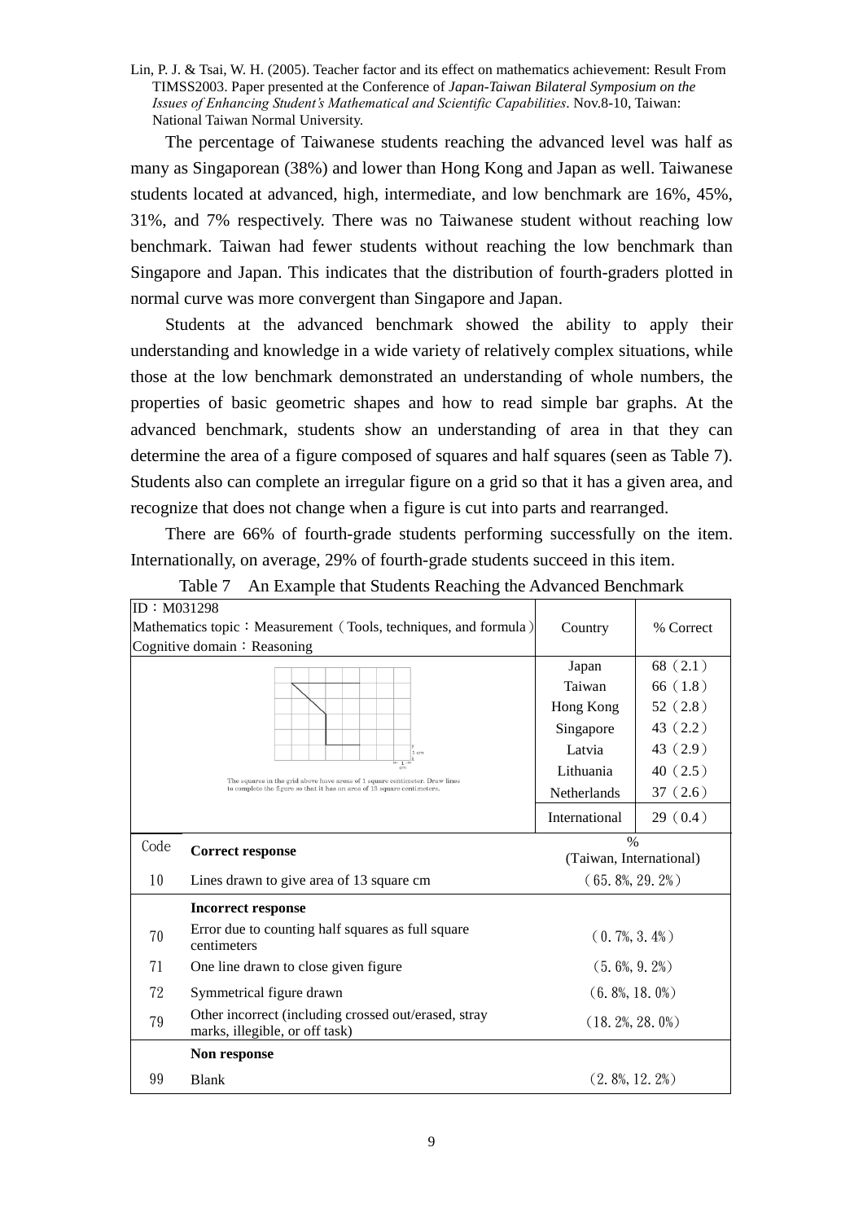Lin, P. J. & Tsai, W. H. (2005). Teacher factor and its effect on mathematics achievement: Result From TIMSS2003. Paper presented at the Conference of *Japan-Taiwan Bilateral Symposium on the Issues of Enhancing Student's Mathematical and Scientific Capabilities*. Nov.8-10, Taiwan: National Taiwan Normal University.

The percentage of Taiwanese students reaching the advanced level was half as many as Singaporean (38%) and lower than Hong Kong and Japan as well. Taiwanese students located at advanced, high, intermediate, and low benchmark are 16%, 45%, 31%, and 7% respectively. There was no Taiwanese student without reaching low benchmark. Taiwan had fewer students without reaching the low benchmark than Singapore and Japan. This indicates that the distribution of fourth-graders plotted in normal curve was more convergent than Singapore and Japan.

Students at the advanced benchmark showed the ability to apply their understanding and knowledge in a wide variety of relatively complex situations, while those at the low benchmark demonstrated an understanding of whole numbers, the properties of basic geometric shapes and how to read simple bar graphs. At the advanced benchmark, students show an understanding of area in that they can determine the area of a figure composed of squares and half squares (seen as Table 7). Students also can complete an irregular figure on a grid so that it has a given area, and recognize that does not change when a figure is cut into parts and rearranged.

There are 66% of fourth-grade students performing successfully on the item. Internationally, on average, 29% of fourth-grade students succeed in this item.

Table 7 An Example that Students Reaching the Advanced Benchmark

| ID：M031298<br>Mathematics topic：Measurement（Tools, techniques, and formula）<br>Cognitive domain：Reasoning | | Country | % Correct |
|---|---|---|---|
| The squares in the grid above have areas of 1 square centimeter. Draw lines to complete the figure so that it has an area of 13 square centimeters. | | Japan | 68（2.1） |
| | | Taiwan | 66（1.8） |
| | | Hong Kong | 52（2.8） |
| | | Singapore | 43（2.2） |
| | | Latvia | 43（2.9） |
| | | Lithuania | 40（2.5） |
| | | Netherlands | 37（2.6） |
| | | International | 29（0.4） |
| Code | **Correct response** | %<br>(Taiwan, International) | |
| 10 | Lines drawn to give area of 13 square cm | （65.8%, 29.2%） | |
| | **Incorrect response** | | |
| 70 | Error due to counting half squares as full square centimeters | （0.7%, 3.4%） | |
| 71 | One line drawn to close given figure | （5.6%, 9.2%） | |
| 72 | Symmetrical figure drawn | （6.8%, 18.0%） | |
| 79 | Other incorrect (including crossed out/erased, stray marks, illegible, or off task) | （18.2%, 28.0%） | |
| | **Non response** | | |
| 99 | Blank | （2.8%, 12.2%） | |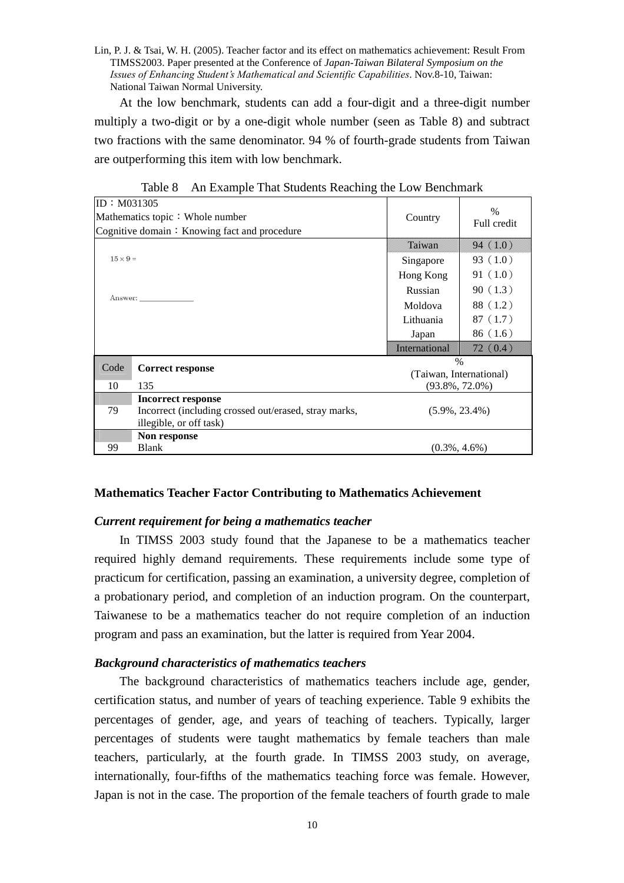At the low benchmark, students can add a four-digit and a three-digit number multiply a two-digit or by a one-digit whole number (seen as Table 8) and subtract two fractions with the same denominator. 94 % of fourth-grade students from Taiwan are outperforming this item with low benchmark.

Table 8 An Example That Students Reaching the Low Benchmark

| ID：M031305<br>Mathematics topic：Whole number<br>Cognitive domain：Knowing fact and procedure | | Country | % Full credit |
|---|---|---|---|
| $15 \times 9 =$<br><br>Answer: ____________ | | Taiwan | 94（1.0） |
| | | Singapore | 93（1.0） |
| | | Hong Kong | 91（1.0） |
| | | Russian | 90（1.3） |
| | | Moldova | 88（1.2） |
| | | Lithuania | 87（1.7） |
| | | Japan | 86（1.6） |
| | | International | 72（0.4） |
| Code | **Correct response** | % (Taiwan, International) | |
| 10 | 135 | (93.8%, 72.0%) | |
| | **Incorrect response** | | |
| 79 | Incorrect (including crossed out/erased, stray marks, illegible, or off task) | (5.9%, 23.4%) | |
| | **Non response** | | |
| 99 | Blank | (0.3%, 4.6%) | |

## Mathematics Teacher Factor Contributing to Mathematics Achievement

### *Current requirement for being a mathematics teacher*

In TIMSS 2003 study found that the Japanese to be a mathematics teacher required highly demand requirements. These requirements include some type of practicum for certification, passing an examination, a university degree, completion of a probationary period, and completion of an induction program. On the counterpart, Taiwanese to be a mathematics teacher do not require completion of an induction program and pass an examination, but the latter is required from Year 2004.

### *Background characteristics of mathematics teachers*

The background characteristics of mathematics teachers include age, gender, certification status, and number of years of teaching experience. Table 9 exhibits the percentages of gender, age, and years of teaching of teachers. Typically, larger percentages of students were taught mathematics by female teachers than male teachers, particularly, at the fourth grade. In TIMSS 2003 study, on average, internationally, four-fifths of the mathematics teaching force was female. However, Japan is not in the case. The proportion of the female teachers of fourth grade to male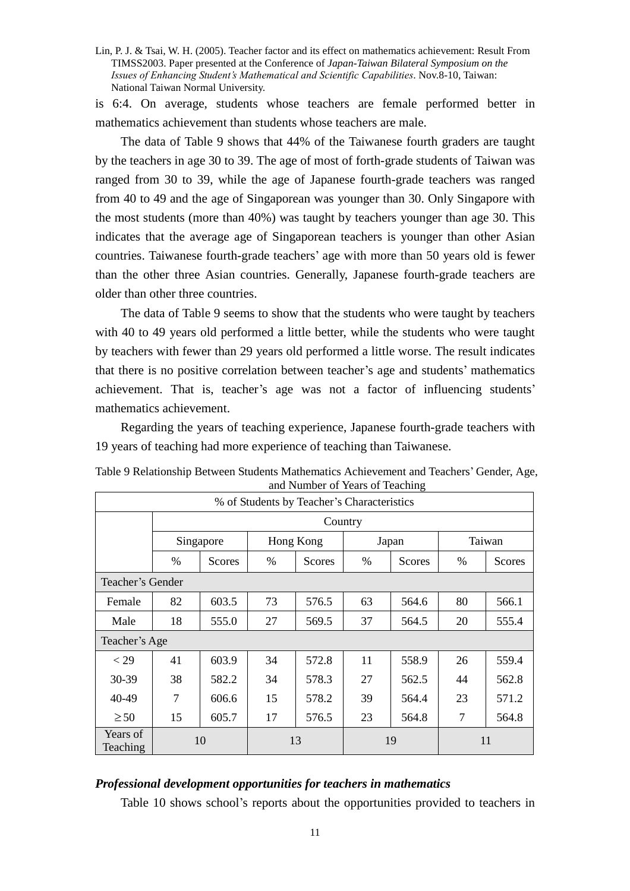is 6:4. On average, students whose teachers are female performed better in mathematics achievement than students whose teachers are male.

The data of Table 9 shows that 44% of the Taiwanese fourth graders are taught by the teachers in age 30 to 39. The age of most of forth-grade students of Taiwan was ranged from 30 to 39, while the age of Japanese fourth-grade teachers was ranged from 40 to 49 and the age of Singaporean was younger than 30. Only Singapore with the most students (more than 40%) was taught by teachers younger than age 30. This indicates that the average age of Singaporean teachers is younger than other Asian countries. Taiwanese fourth-grade teachers' age with more than 50 years old is fewer than the other three Asian countries. Generally, Japanese fourth-grade teachers are older than other three countries.

The data of Table 9 seems to show that the students who were taught by teachers with 40 to 49 years old performed a little better, while the students who were taught by teachers with fewer than 29 years old performed a little worse. The result indicates that there is no positive correlation between teacher's age and students' mathematics achievement. That is, teacher's age was not a factor of influencing students' mathematics achievement.

Regarding the years of teaching experience, Japanese fourth-grade teachers with 19 years of teaching had more experience of teaching than Taiwanese.

Table 9 Relationship Between Students Mathematics Achievement and Teachers' Gender, Age, and Number of Years of Teaching

| % of Students by Teacher's Characteristics | | | | | | | | |
|---|---|---|---|---|---|---|---|---|
| | Country | | | | | | | |
| | Singapore | | Hong Kong | | Japan | | Taiwan | |
| | % | Scores | % | Scores | % | Scores | % | Scores |
| Teacher's Gender | | | | | | | | |
| Female | 82 | 603.5 | 73 | 576.5 | 63 | 564.6 | 80 | 566.1 |
| Male | 18 | 555.0 | 27 | 569.5 | 37 | 564.5 | 20 | 555.4 |
| Teacher's Age | | | | | | | | |
| < 29 | 41 | 603.9 | 34 | 572.8 | 11 | 558.9 | 26 | 559.4 |
| 30-39 | 38 | 582.2 | 34 | 578.3 | 27 | 562.5 | 44 | 562.8 |
| 40-49 | 7 | 606.6 | 15 | 578.2 | 39 | 564.4 | 23 | 571.2 |
| ≥ 50 | 15 | 605.7 | 17 | 576.5 | 23 | 564.8 | 7 | 564.8 |
| Years of Teaching | 10 | | 13 | | 19 | | 11 | |

### *Professional development opportunities for teachers in mathematics*

Table 10 shows school's reports about the opportunities provided to teachers in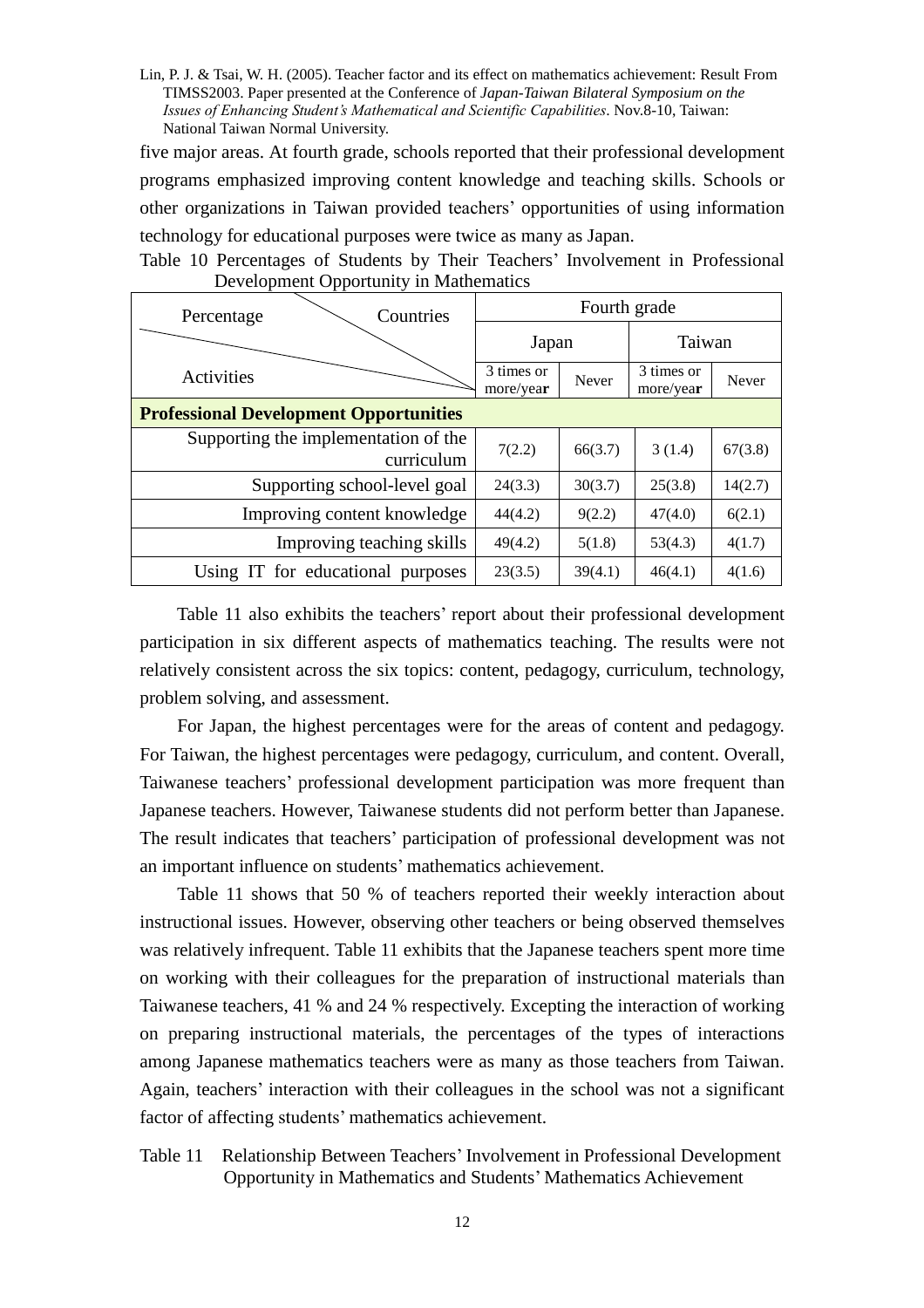five major areas. At fourth grade, schools reported that their professional development programs emphasized improving content knowledge and teaching skills. Schools or other organizations in Taiwan provided teachers' opportunities of using information technology for educational purposes were twice as many as Japan.

Table 10 Percentages of Students by Their Teachers' Involvement in Professional Development Opportunity in Mathematics

| Percentage / Countries / Activities | Fourth grade | | | |
|---|---|---|---|---|
| | Japan | | Taiwan | |
| | 3 times or more/year | Never | 3 times or more/year | Never |
| **Professional Development Opportunities** | | | | |
| Supporting the implementation of the curriculum | 7(2.2) | 66(3.7) | 3 (1.4) | 67(3.8) |
| Supporting school-level goal | 24(3.3) | 30(3.7) | 25(3.8) | 14(2.7) |
| Improving content knowledge | 44(4.2) | 9(2.2) | 47(4.0) | 6(2.1) |
| Improving teaching skills | 49(4.2) | 5(1.8) | 53(4.3) | 4(1.7) |
| Using IT for educational purposes | 23(3.5) | 39(4.1) | 46(4.1) | 4(1.6) |

Table 11 also exhibits the teachers' report about their professional development participation in six different aspects of mathematics teaching. The results were not relatively consistent across the six topics: content, pedagogy, curriculum, technology, problem solving, and assessment.

For Japan, the highest percentages were for the areas of content and pedagogy. For Taiwan, the highest percentages were pedagogy, curriculum, and content. Overall, Taiwanese teachers' professional development participation was more frequent than Japanese teachers. However, Taiwanese students did not perform better than Japanese. The result indicates that teachers' participation of professional development was not an important influence on students' mathematics achievement.

Table 11 shows that 50 % of teachers reported their weekly interaction about instructional issues. However, observing other teachers or being observed themselves was relatively infrequent. Table 11 exhibits that the Japanese teachers spent more time on working with their colleagues for the preparation of instructional materials than Taiwanese teachers, 41 % and 24 % respectively. Excepting the interaction of working on preparing instructional materials, the percentages of the types of interactions among Japanese mathematics teachers were as many as those teachers from Taiwan. Again, teachers' interaction with their colleagues in the school was not a significant factor of affecting students' mathematics achievement.

Table 11 Relationship Between Teachers' Involvement in Professional Development Opportunity in Mathematics and Students' Mathematics Achievement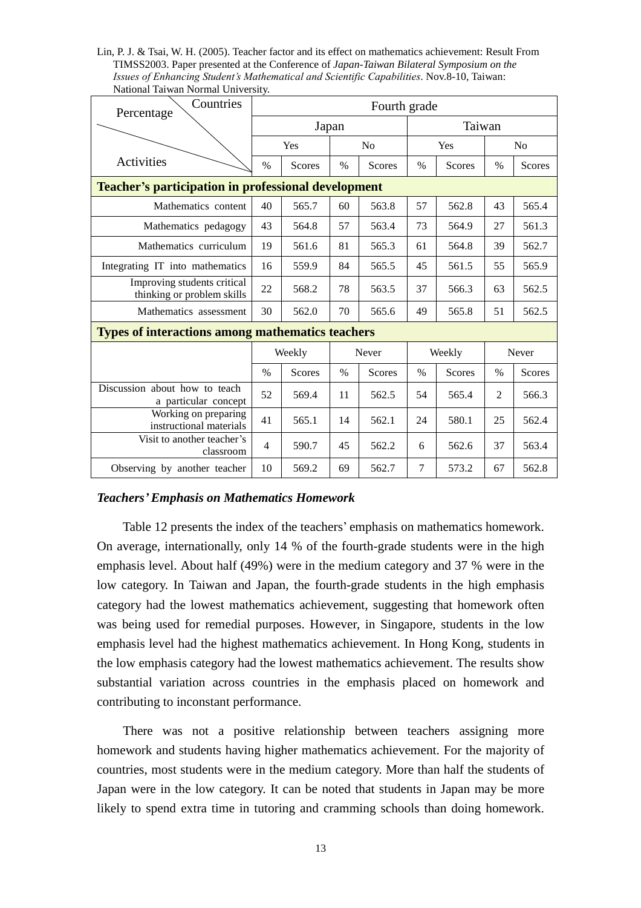| Percentage / Countries / Activities | Fourth grade | | | | | | | |
|---|---|---|---|---|---|---|---|---|
| | Japan | | | | Taiwan | | | |
| | Yes | | No | | Yes | | No | |
| | % | Scores | % | Scores | % | Scores | % | Scores |
| **Teacher's participation in professional development** | | | | | | | | |
| Mathematics content | 40 | 565.7 | 60 | 563.8 | 57 | 562.8 | 43 | 565.4 |
| Mathematics pedagogy | 43 | 564.8 | 57 | 563.4 | 73 | 564.9 | 27 | 561.3 |
| Mathematics curriculum | 19 | 561.6 | 81 | 565.3 | 61 | 564.8 | 39 | 562.7 |
| Integrating IT into mathematics | 16 | 559.9 | 84 | 565.5 | 45 | 561.5 | 55 | 565.9 |
| Improving students critical thinking or problem skills | 22 | 568.2 | 78 | 563.5 | 37 | 566.3 | 63 | 562.5 |
| Mathematics assessment | 30 | 562.0 | 70 | 565.6 | 49 | 565.8 | 51 | 562.5 |
| **Types of interactions among mathematics teachers** | | | | | | | | |
| | Weekly | | Never | | Weekly | | Never | |
| | % | Scores | % | Scores | % | Scores | % | Scores |
| Discussion about how to teach a particular concept | 52 | 569.4 | 11 | 562.5 | 54 | 565.4 | 2 | 566.3 |
| Working on preparing instructional materials | 41 | 565.1 | 14 | 562.1 | 24 | 580.1 | 25 | 562.4 |
| Visit to another teacher's classroom | 4 | 590.7 | 45 | 562.2 | 6 | 562.6 | 37 | 563.4 |
| Observing by another teacher | 10 | 569.2 | 69 | 562.7 | 7 | 573.2 | 67 | 562.8 |

***Teachers' Emphasis on Mathematics Homework***

Table 12 presents the index of the teachers' emphasis on mathematics homework. On average, internationally, only 14 % of the fourth-grade students were in the high emphasis level. About half (49%) were in the medium category and 37 % were in the low category. In Taiwan and Japan, the fourth-grade students in the high emphasis category had the lowest mathematics achievement, suggesting that homework often was being used for remedial purposes. However, in Singapore, students in the low emphasis level had the highest mathematics achievement. In Hong Kong, students in the low emphasis category had the lowest mathematics achievement. The results show substantial variation across countries in the emphasis placed on homework and contributing to inconstant performance.

There was not a positive relationship between teachers assigning more homework and students having higher mathematics achievement. For the majority of countries, most students were in the medium category. More than half the students of Japan were in the low category. It can be noted that students in Japan may be more likely to spend extra time in tutoring and cramming schools than doing homework.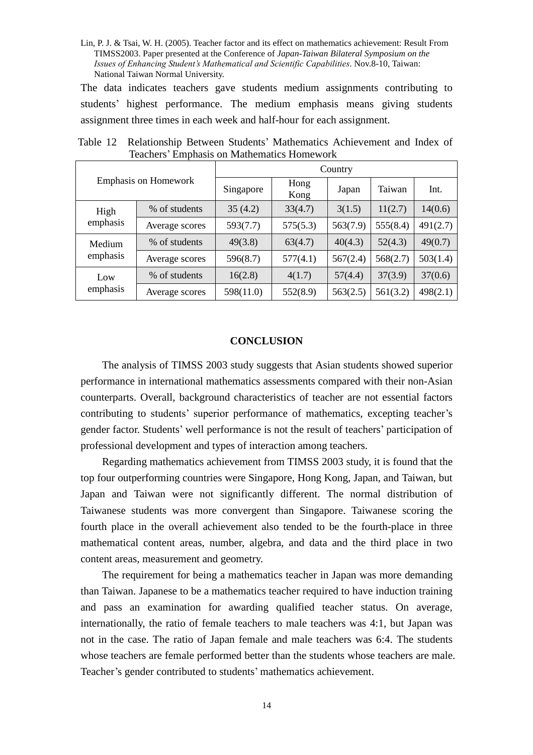Lin, P. J. & Tsai, W. H. (2005). Teacher factor and its effect on mathematics achievement: Result From TIMSS2003. Paper presented at the Conference of *Japan-Taiwan Bilateral Symposium on the Issues of Enhancing Student's Mathematical and Scientific Capabilities*. Nov.8-10, Taiwan: National Taiwan Normal University.

The data indicates teachers gave students medium assignments contributing to students' highest performance. The medium emphasis means giving students assignment three times in each week and half-hour for each assignment.

Table 12 Relationship Between Students' Mathematics Achievement and Index of Teachers' Emphasis on Mathematics Homework

| Emphasis on Homework | | Country | | | | |
|---|---|---|---|---|---|---|
| | | Singapore | Hong Kong | Japan | Taiwan | Int. |
| High emphasis | % of students | 35 (4.2) | 33(4.7) | 3(1.5) | 11(2.7) | 14(0.6) |
| | Average scores | 593(7.7) | 575(5.3) | 563(7.9) | 555(8.4) | 491(2.7) |
| Medium emphasis | % of students | 49(3.8) | 63(4.7) | 40(4.3) | 52(4.3) | 49(0.7) |
| | Average scores | 596(8.7) | 577(4.1) | 567(2.4) | 568(2.7) | 503(1.4) |
| Low emphasis | % of students | 16(2.8) | 4(1.7) | 57(4.4) | 37(3.9) | 37(0.6) |
| | Average scores | 598(11.0) | 552(8.9) | 563(2.5) | 561(3.2) | 498(2.1) |

## CONCLUSION

The analysis of TIMSS 2003 study suggests that Asian students showed superior performance in international mathematics assessments compared with their non-Asian counterparts. Overall, background characteristics of teacher are not essential factors contributing to students' superior performance of mathematics, excepting teacher's gender factor. Students' well performance is not the result of teachers' participation of professional development and types of interaction among teachers.

Regarding mathematics achievement from TIMSS 2003 study, it is found that the top four outperforming countries were Singapore, Hong Kong, Japan, and Taiwan, but Japan and Taiwan were not significantly different. The normal distribution of Taiwanese students was more convergent than Singapore. Taiwanese scoring the fourth place in the overall achievement also tended to be the fourth-place in three mathematical content areas, number, algebra, and data and the third place in two content areas, measurement and geometry.

The requirement for being a mathematics teacher in Japan was more demanding than Taiwan. Japanese to be a mathematics teacher required to have induction training and pass an examination for awarding qualified teacher status. On average, internationally, the ratio of female teachers to male teachers was 4:1, but Japan was not in the case. The ratio of Japan female and male teachers was 6:4. The students whose teachers are female performed better than the students whose teachers are male. Teacher's gender contributed to students' mathematics achievement.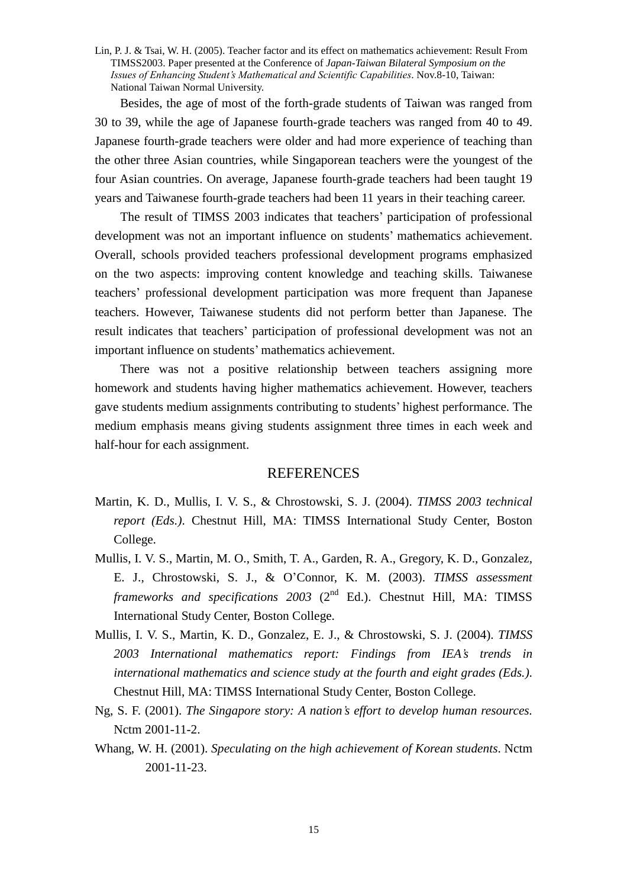Besides, the age of most of the forth-grade students of Taiwan was ranged from 30 to 39, while the age of Japanese fourth-grade teachers was ranged from 40 to 49. Japanese fourth-grade teachers were older and had more experience of teaching than the other three Asian countries, while Singaporean teachers were the youngest of the four Asian countries. On average, Japanese fourth-grade teachers had been taught 19 years and Taiwanese fourth-grade teachers had been 11 years in their teaching career.

The result of TIMSS 2003 indicates that teachers' participation of professional development was not an important influence on students' mathematics achievement. Overall, schools provided teachers professional development programs emphasized on the two aspects: improving content knowledge and teaching skills. Taiwanese teachers' professional development participation was more frequent than Japanese teachers. However, Taiwanese students did not perform better than Japanese. The result indicates that teachers' participation of professional development was not an important influence on students' mathematics achievement.

There was not a positive relationship between teachers assigning more homework and students having higher mathematics achievement. However, teachers gave students medium assignments contributing to students' highest performance. The medium emphasis means giving students assignment three times in each week and half-hour for each assignment.

## REFERENCES

Martin, K. D., Mullis, I. V. S., & Chrostowski, S. J. (2004). *TIMSS 2003 technical report (Eds.)*. Chestnut Hill, MA: TIMSS International Study Center, Boston College.

Mullis, I. V. S., Martin, M. O., Smith, T. A., Garden, R. A., Gregory, K. D., Gonzalez, E. J., Chrostowski, S. J., & O'Connor, K. M. (2003). *TIMSS assessment frameworks and specifications 2003* (2nd Ed.). Chestnut Hill, MA: TIMSS International Study Center, Boston College.

Mullis, I. V. S., Martin, K. D., Gonzalez, E. J., & Chrostowski, S. J. (2004). *TIMSS 2003 International mathematics report: Findings from IEA's trends in international mathematics and science study at the fourth and eight grades (Eds.)*. Chestnut Hill, MA: TIMSS International Study Center, Boston College.

Ng, S. F. (2001). *The Singapore story: A nation's effort to develop human resources*. Nctm 2001-11-2.

Whang, W. H. (2001). *Speculating on the high achievement of Korean students*. Nctm 2001-11-23.